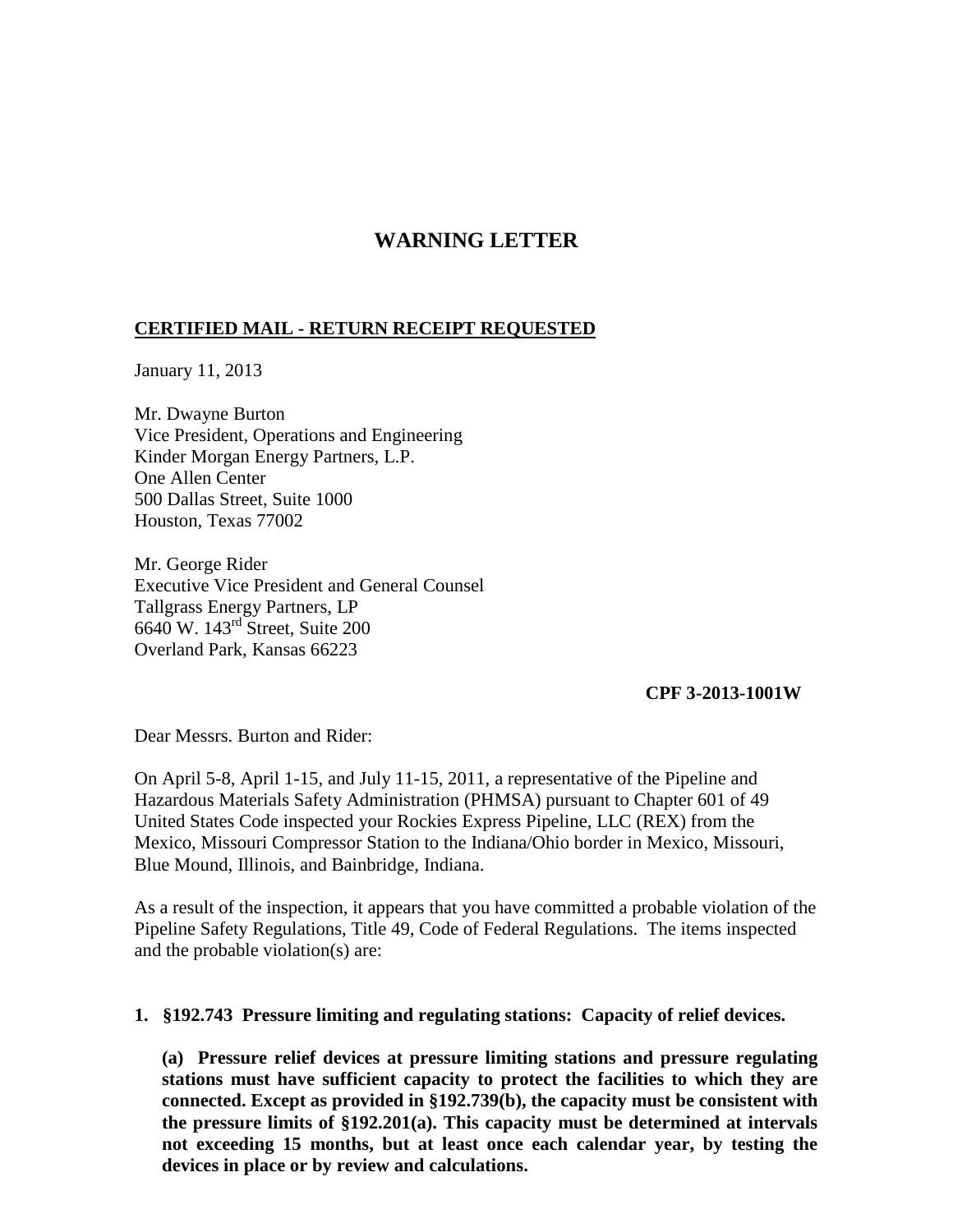# WARNING LETTER

**CERTIFIED MAIL - RETURN RECEIPT REQUESTED**

January 11, 2013

Mr. Dwayne Burton
Vice President, Operations and Engineering
Kinder Morgan Energy Partners, L.P.
One Allen Center
500 Dallas Street, Suite 1000
Houston, Texas 77002

Mr. George Rider
Executive Vice President and General Counsel
Tallgrass Energy Partners, LP
6640 W. 143rd Street, Suite 200
Overland Park, Kansas 66223

**CPF 3-2013-1001W**

Dear Messrs. Burton and Rider:

On April 5-8, April 1-15, and July 11-15, 2011, a representative of the Pipeline and Hazardous Materials Safety Administration (PHMSA) pursuant to Chapter 601 of 49 United States Code inspected your Rockies Express Pipeline, LLC (REX) from the Mexico, Missouri Compressor Station to the Indiana/Ohio border in Mexico, Missouri, Blue Mound, Illinois, and Bainbridge, Indiana.

As a result of the inspection, it appears that you have committed a probable violation of the Pipeline Safety Regulations, Title 49, Code of Federal Regulations. The items inspected and the probable violation(s) are:

**1. §192.743 Pressure limiting and regulating stations: Capacity of relief devices.**

**(a) Pressure relief devices at pressure limiting stations and pressure regulating stations must have sufficient capacity to protect the facilities to which they are connected. Except as provided in §192.739(b), the capacity must be consistent with the pressure limits of §192.201(a). This capacity must be determined at intervals not exceeding 15 months, but at least once each calendar year, by testing the devices in place or by review and calculations.**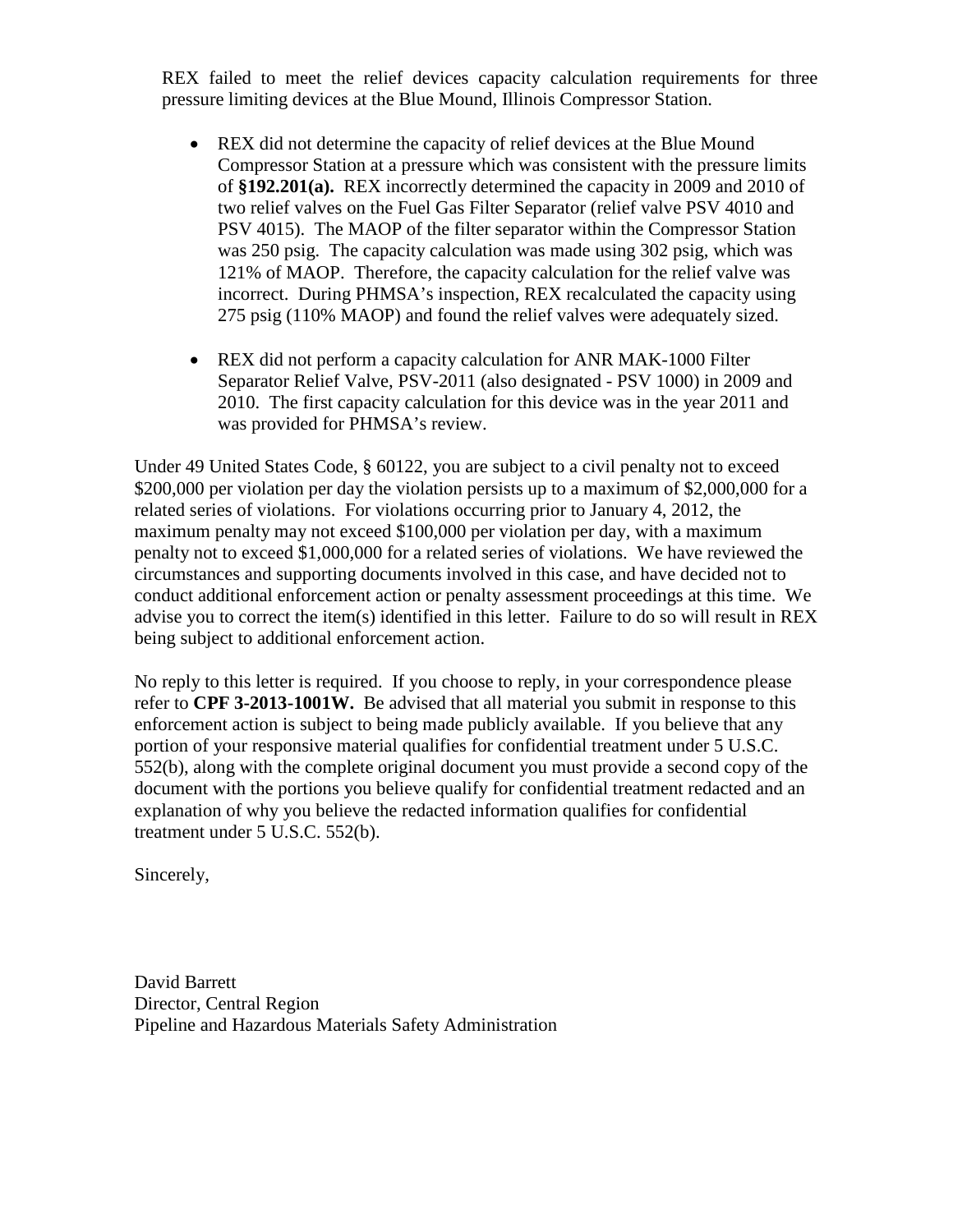REX failed to meet the relief devices capacity calculation requirements for three pressure limiting devices at the Blue Mound, Illinois Compressor Station.

- REX did not determine the capacity of relief devices at the Blue Mound Compressor Station at a pressure which was consistent with the pressure limits of **§192.201(a).** REX incorrectly determined the capacity in 2009 and 2010 of two relief valves on the Fuel Gas Filter Separator (relief valve PSV 4010 and PSV 4015). The MAOP of the filter separator within the Compressor Station was 250 psig. The capacity calculation was made using 302 psig, which was 121% of MAOP. Therefore, the capacity calculation for the relief valve was incorrect. During PHMSA's inspection, REX recalculated the capacity using 275 psig (110% MAOP) and found the relief valves were adequately sized.

- REX did not perform a capacity calculation for ANR MAK-1000 Filter Separator Relief Valve, PSV-2011 (also designated - PSV 1000) in 2009 and 2010. The first capacity calculation for this device was in the year 2011 and was provided for PHMSA's review.

Under 49 United States Code, § 60122, you are subject to a civil penalty not to exceed $200,000 per violation per day the violation persists up to a maximum of $2,000,000 for a related series of violations. For violations occurring prior to January 4, 2012, the maximum penalty may not exceed $100,000 per violation per day, with a maximum penalty not to exceed $1,000,000 for a related series of violations. We have reviewed the circumstances and supporting documents involved in this case, and have decided not to conduct additional enforcement action or penalty assessment proceedings at this time. We advise you to correct the item(s) identified in this letter. Failure to do so will result in REX being subject to additional enforcement action.

No reply to this letter is required. If you choose to reply, in your correspondence please refer to **CPF 3-2013-1001W.** Be advised that all material you submit in response to this enforcement action is subject to being made publicly available. If you believe that any portion of your responsive material qualifies for confidential treatment under 5 U.S.C. 552(b), along with the complete original document you must provide a second copy of the document with the portions you believe qualify for confidential treatment redacted and an explanation of why you believe the redacted information qualifies for confidential treatment under 5 U.S.C. 552(b).

Sincerely,

David Barrett
Director, Central Region
Pipeline and Hazardous Materials Safety Administration